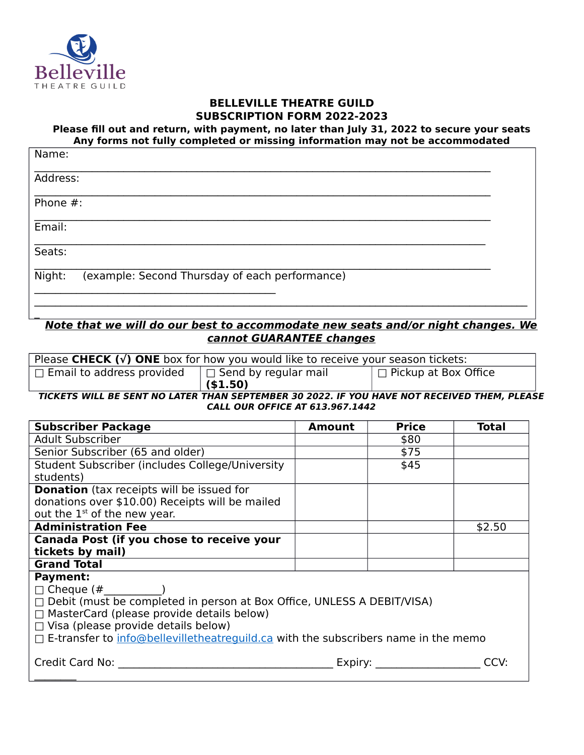Belleville
THEATRE GUILD

# BELLEVILLE THEATRE GUILD
## SUBSCRIPTION FORM 2022-2023

**Please fill out and return, with payment, no later than July 31, 2022 to secure your seats**
**Any forms not fully completed or missing information may not be accommodated**

Name:
_______________________________________________________________________________

Address:
_______________________________________________________________________________

Phone #:
_______________________________________________________________________________

Email:
_______________________________________________________________________________

Seats:
_______________________________________________________________________________

Night: (example: Second Thursday of each performance)
_________________________________________
_______________________________________________________________________________

***Note that we will do our best to accommodate new seats and/or night changes. We cannot GUARANTEE changes***

| Please **CHECK (√) ONE** box for how you would like to receive your season tickets: | | |
|---|---|---|
| ☐ Email to address provided | ☐ Send by regular mail **($1.50)** | ☐ Pickup at Box Office |

***TICKETS WILL BE SENT NO LATER THAN SEPTEMBER 30 2022. IF YOU HAVE NOT RECEIVED THEM, PLEASE CALL OUR OFFICE AT 613.967.1442***

| **Subscriber Package** | **Amount** | **Price** | **Total** |
|---|---|---|---|
| Adult Subscriber | | $80 | |
| Senior Subscriber (65 and older) | | $75 | |
| Student Subscriber (includes College/University students) | | $45 | |
| **Donation** (tax receipts will be issued for donations over $10.00) Receipts will be mailed out the 1st of the new year. | | | |
| **Administration Fee** | | | $2.50 |
| **Canada Post (if you chose to receive your tickets by mail)** | | | |
| **Grand Total** | | | |

**Payment:**

☐ Cheque (#__________)
☐ Debit (must be completed in person at Box Office, UNLESS A DEBIT/VISA)
☐ MasterCard (please provide details below)
☐ Visa (please provide details below)
☐ E-transfer to info@bellevilletheatreguild.ca with the subscribers name in the memo

Credit Card No: ____________________________________ Expiry: __________________ CCV: _______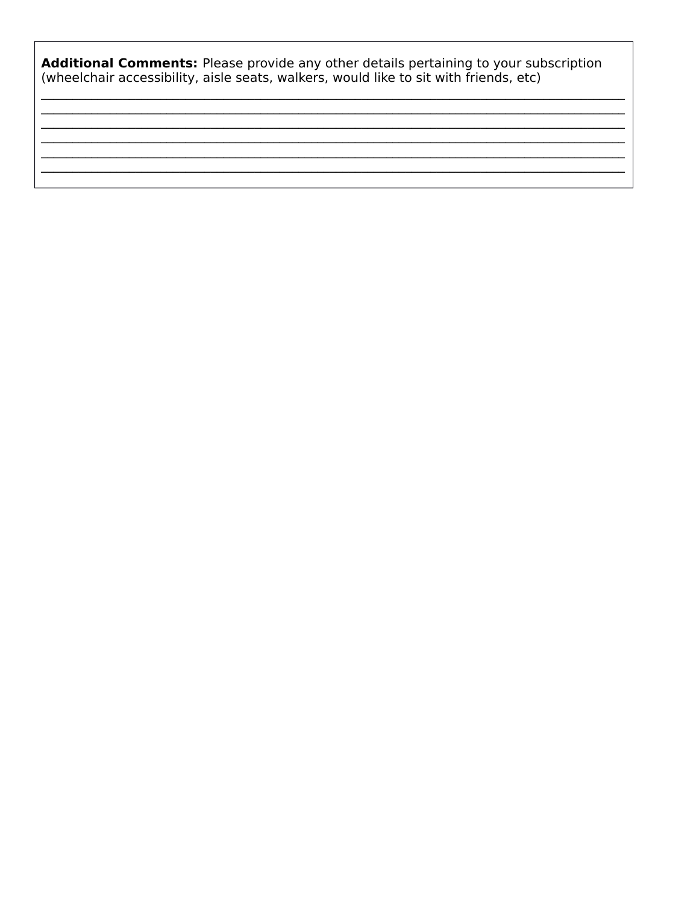**Additional Comments:** Please provide any other details pertaining to your subscription (wheelchair accessibility, aisle seats, walkers, would like to sit with friends, etc)

_______________________________________________________________________________________
_______________________________________________________________________________________
_______________________________________________________________________________________
_______________________________________________________________________________________
_______________________________________________________________________________________
_______________________________________________________________________________________